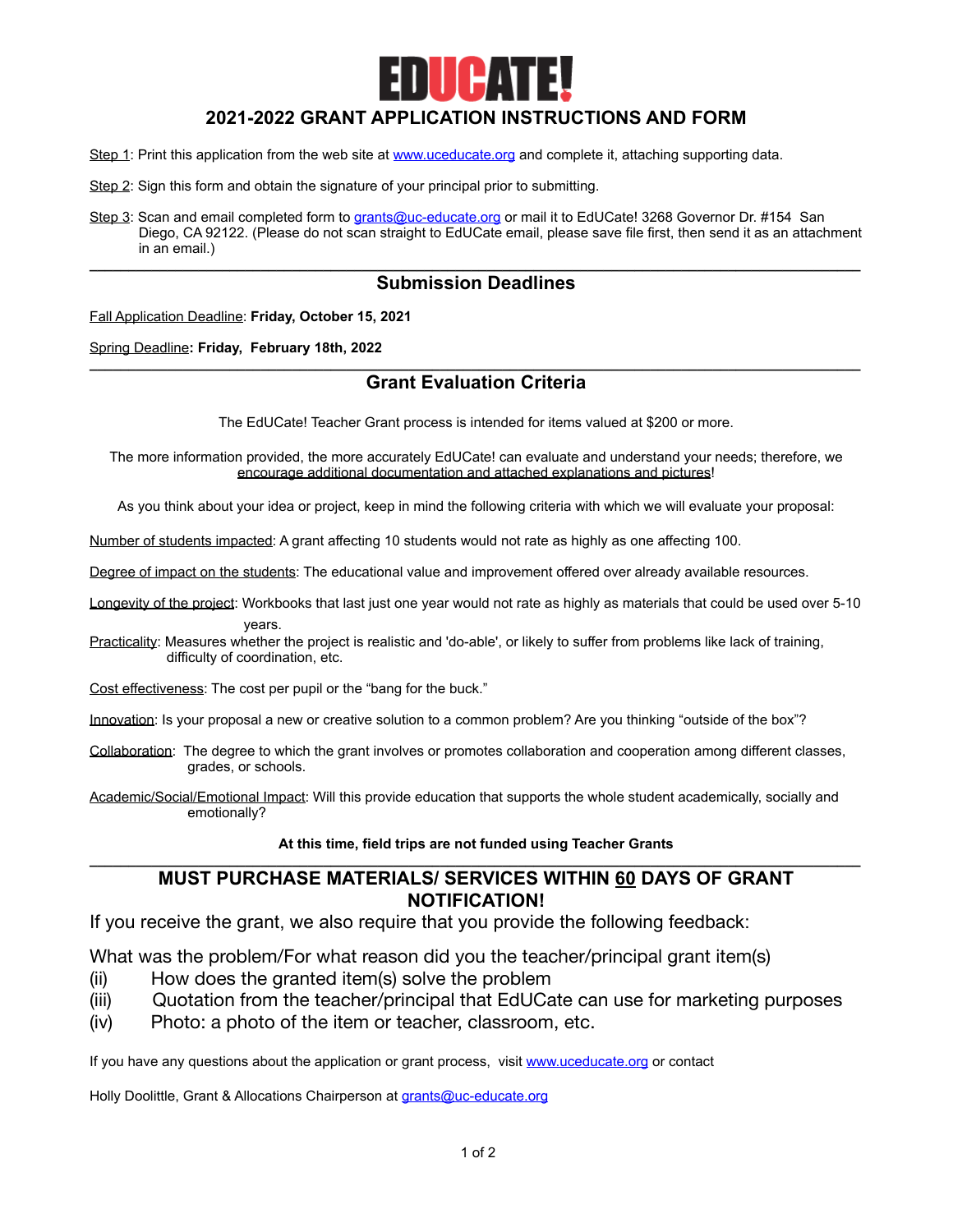# EDUCATE!

## 2021-2022 GRANT APPLICATION INSTRUCTIONS AND FORM

Step 1: Print this application from the web site at www.uceducate.org and complete it, attaching supporting data.

Step 2: Sign this form and obtain the signature of your principal prior to submitting.

Step 3: Scan and email completed form to grants@uc-educate.org or mail it to EdUCate! 3268 Governor Dr. #154 San Diego, CA 92122. (Please do not scan straight to EdUCate email, please save file first, then send it as an attachment in an email.)

---

## Submission Deadlines

Fall Application Deadline: **Friday, October 15, 2021**

Spring Deadline**: Friday, February 18th, 2022**

---

## Grant Evaluation Criteria

The EdUCate! Teacher Grant process is intended for items valued at $200 or more.

The more information provided, the more accurately EdUCate! can evaluate and understand your needs; therefore, we encourage additional documentation and attached explanations and pictures!

As you think about your idea or project, keep in mind the following criteria with which we will evaluate your proposal:

Number of students impacted: A grant affecting 10 students would not rate as highly as one affecting 100.

Degree of impact on the students: The educational value and improvement offered over already available resources.

Longevity of the project: Workbooks that last just one year would not rate as highly as materials that could be used over 5-10 years.

Practicality: Measures whether the project is realistic and 'do-able', or likely to suffer from problems like lack of training, difficulty of coordination, etc.

Cost effectiveness: The cost per pupil or the "bang for the buck."

Innovation: Is your proposal a new or creative solution to a common problem? Are you thinking "outside of the box"?

Collaboration: The degree to which the grant involves or promotes collaboration and cooperation among different classes, grades, or schools.

Academic/Social/Emotional Impact: Will this provide education that supports the whole student academically, socially and emotionally?

**At this time, field trips are not funded using Teacher Grants**

---

## MUST PURCHASE MATERIALS/ SERVICES WITHIN 60 DAYS OF GRANT NOTIFICATION!

If you receive the grant, we also require that you provide the following feedback:

What was the problem/For what reason did you the teacher/principal grant item(s)

(ii) How does the granted item(s) solve the problem

(iii) Quotation from the teacher/principal that EdUCate can use for marketing purposes

(iv) Photo: a photo of the item or teacher, classroom, etc.

If you have any questions about the application or grant process, visit www.uceducate.org or contact

Holly Doolittle, Grant & Allocations Chairperson at grants@uc-educate.org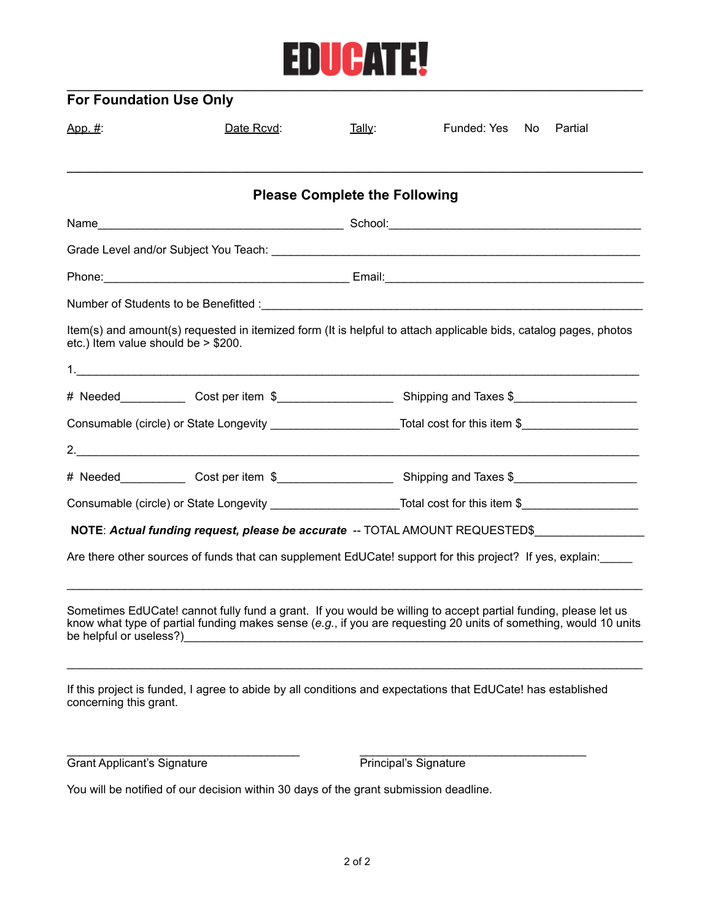# EDUCATE!

## For Foundation Use Only

App. #: Date Rcvd: Tally: Funded: Yes No Partial

---

### Please Complete the Following

Name_______________________________________ School:_______________________________________

Grade Level and/or Subject You Teach: ___________________________________________________________

Phone:_______________________________________ Email:_________________________________________

Number of Students to be Benefitted :_____________________________________________________________

Item(s) and amount(s) requested in itemized form (It is helpful to attach applicable bids, catalog pages, photos etc.) Item value should be > $200.

1.______________________________________________________________________________________

# Needed__________ Cost per item $__________________ Shipping and Taxes $___________________

Consumable (circle) or State Longevity ____________________Total cost for this item $__________________

2.______________________________________________________________________________________

# Needed__________ Cost per item $__________________ Shipping and Taxes $___________________

Consumable (circle) or State Longevity ____________________Total cost for this item $__________________

**NOTE**: ***Actual funding request, please be accurate*** -- TOTAL AMOUNT REQUESTED$_________________

Are there other sources of funds that can supplement EdUCate! support for this project? If yes, explain:_____

_______________________________________________________________________________________

Sometimes EdUCate! cannot fully fund a grant. If you would be willing to accept partial funding, please let us know what type of partial funding makes sense (*e.g.*, if you are requesting 20 units of something, would 10 units be helpful or useless?)___________________________________________________________________________

_______________________________________________________________________________________

If this project is funded, I agree to abide by all conditions and expectations that EdUCate! has established concerning this grant.

_____________________________________ _____________________________________

Grant Applicant's Signature Principal's Signature

You will be notified of our decision within 30 days of the grant submission deadline.